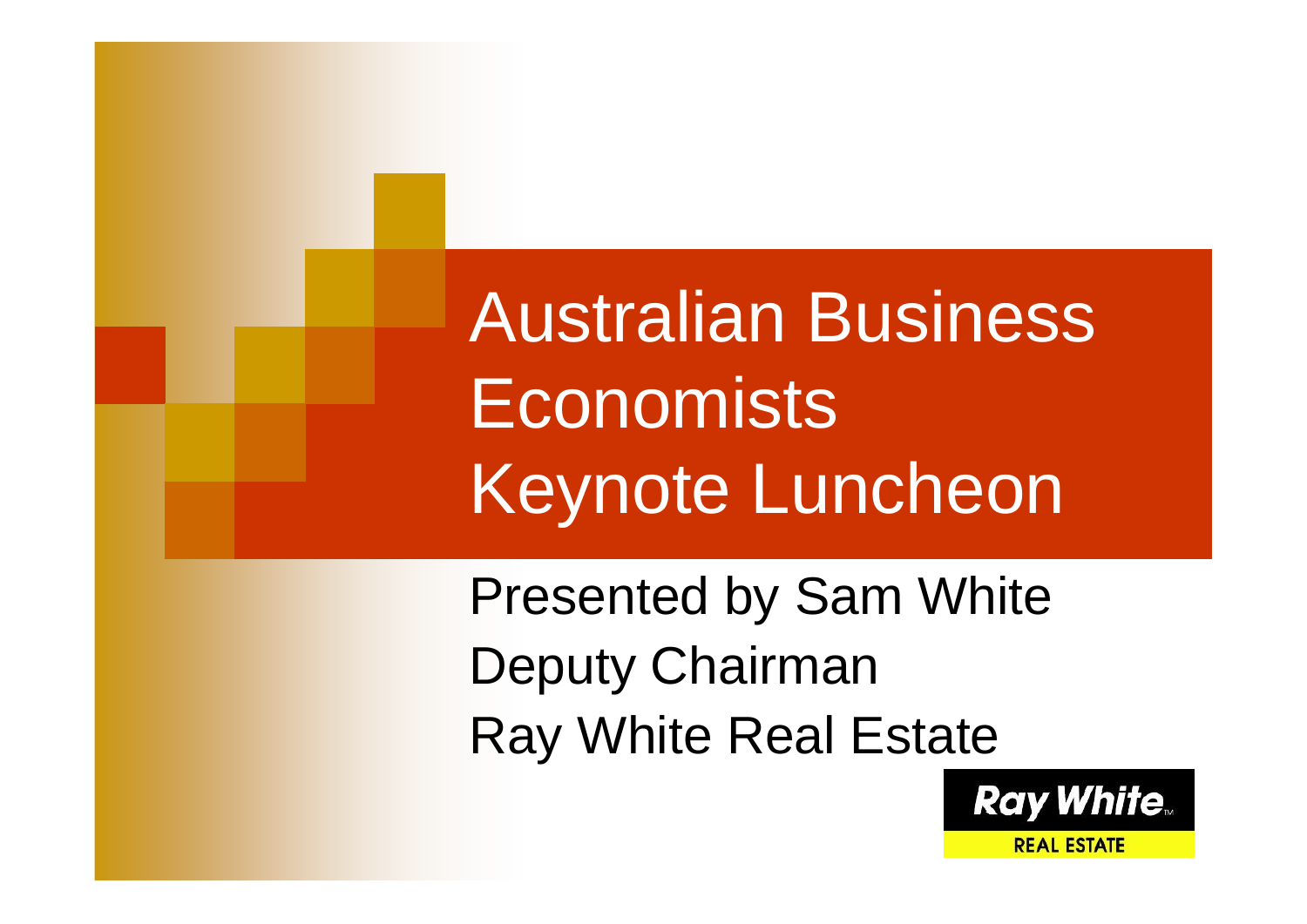# Australian Business Economists Keynote Luncheon

Presented by Sam White
Deputy Chairman
Ray White Real Estate

Ray White
REAL ESTATE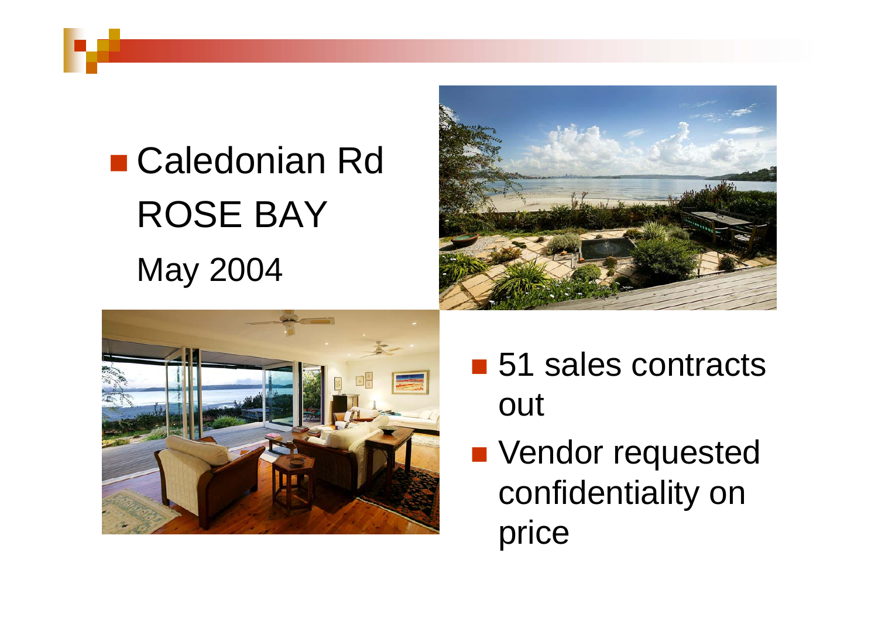- Caledonian Rd

  ROSE BAY

  May 2004

- 51 sales contracts out
- Vendor requested confidentiality on price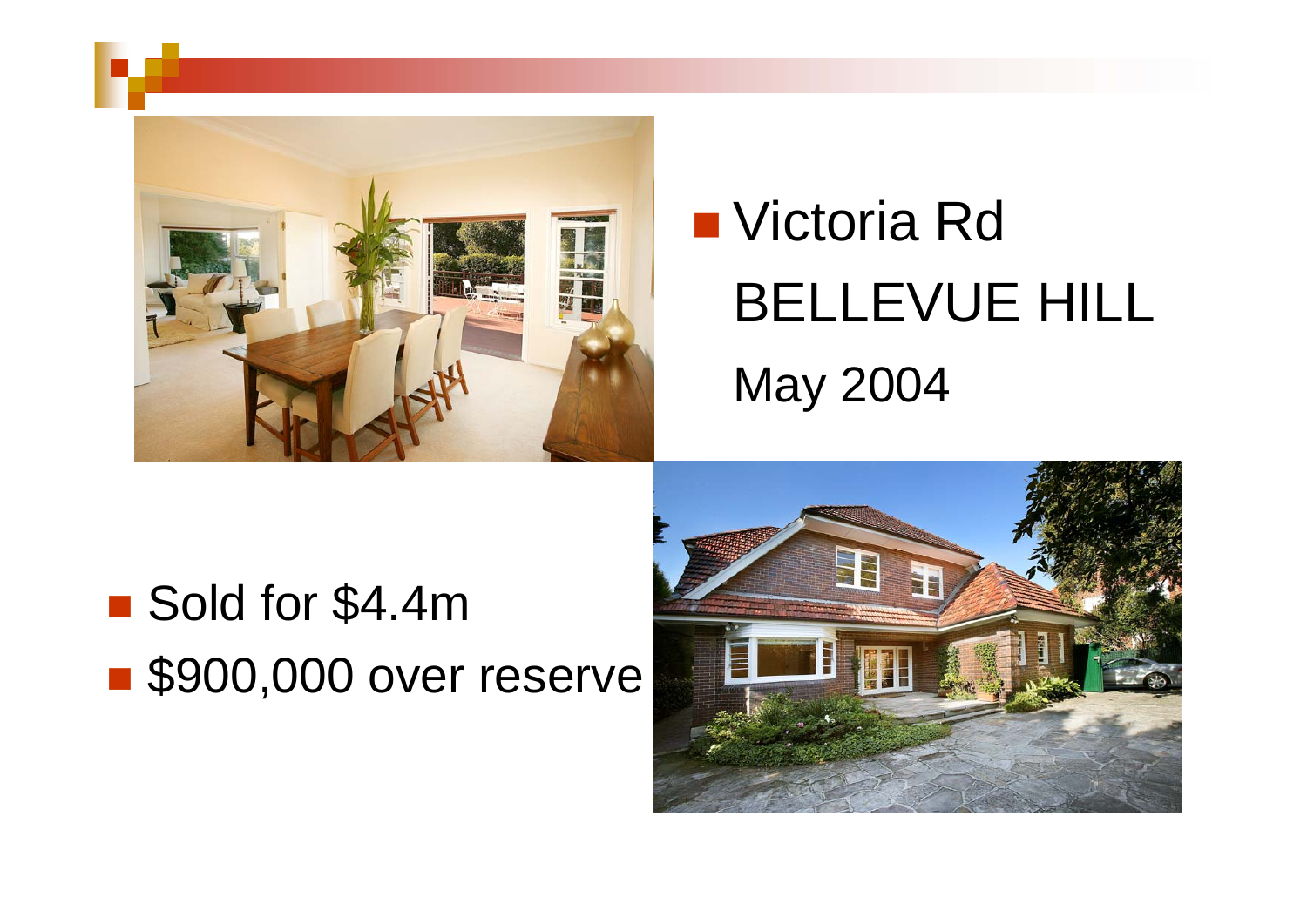- Victoria Rd BELLEVUE HILL May 2004

- Sold for $4.4m
- $900,000 over reserve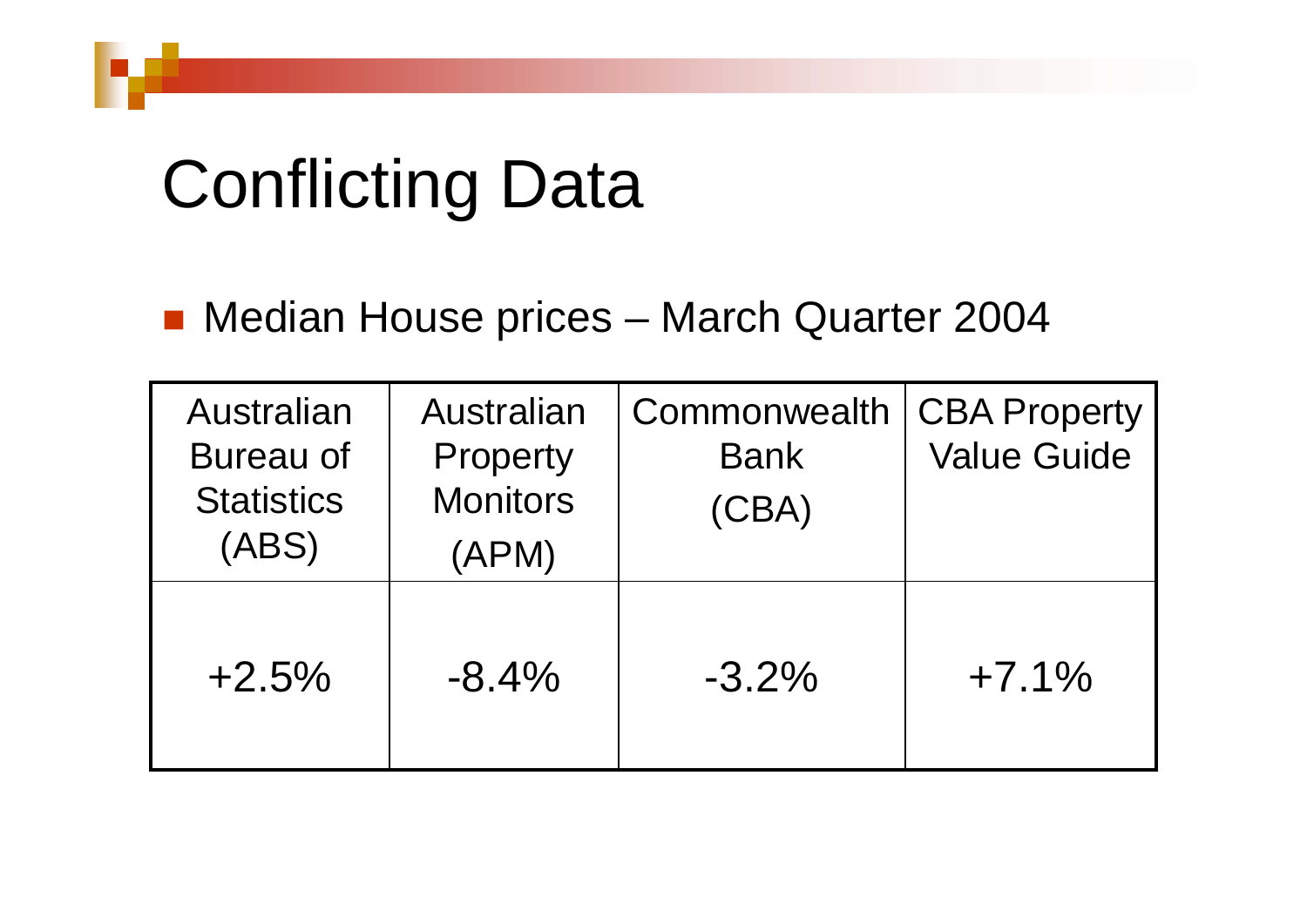# Conflicting Data

- Median House prices – March Quarter 2004

| Australian Bureau of Statistics (ABS) | Australian Property Monitors (APM) | Commonwealth Bank (CBA) | CBA Property Value Guide |
|---|---|---|---|
| +2.5% | -8.4% | -3.2% | +7.1% |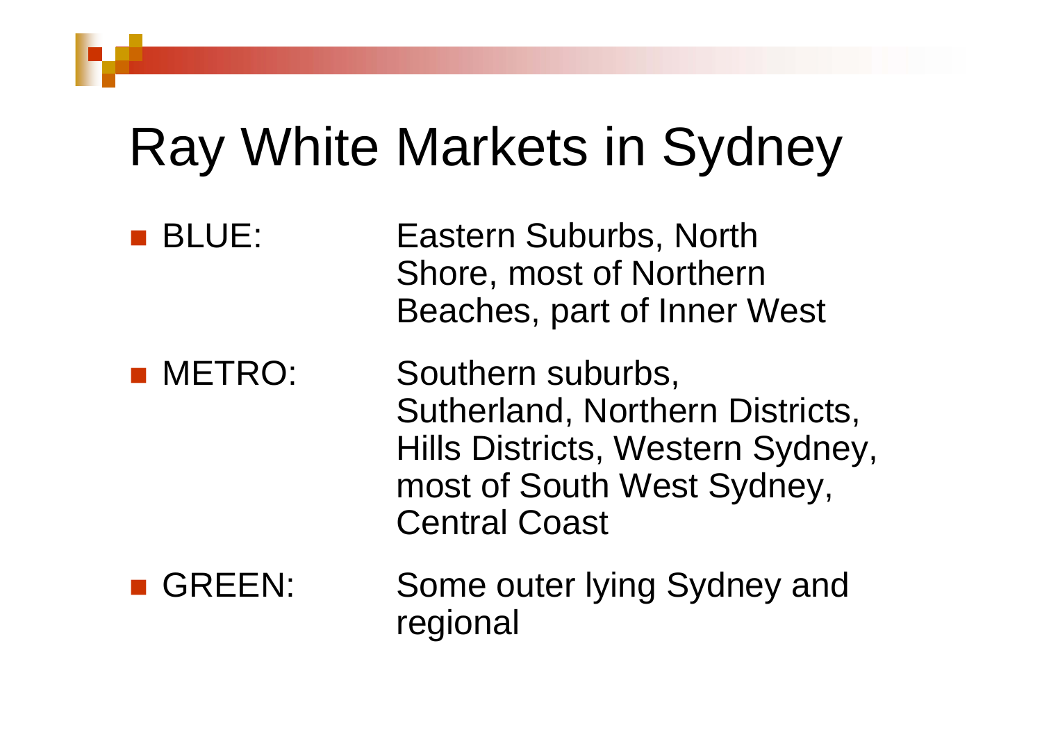# Ray White Markets in Sydney

- BLUE: Eastern Suburbs, North Shore, most of Northern Beaches, part of Inner West
- METRO: Southern suburbs, Sutherland, Northern Districts, Hills Districts, Western Sydney, most of South West Sydney, Central Coast
- GREEN: Some outer lying Sydney and regional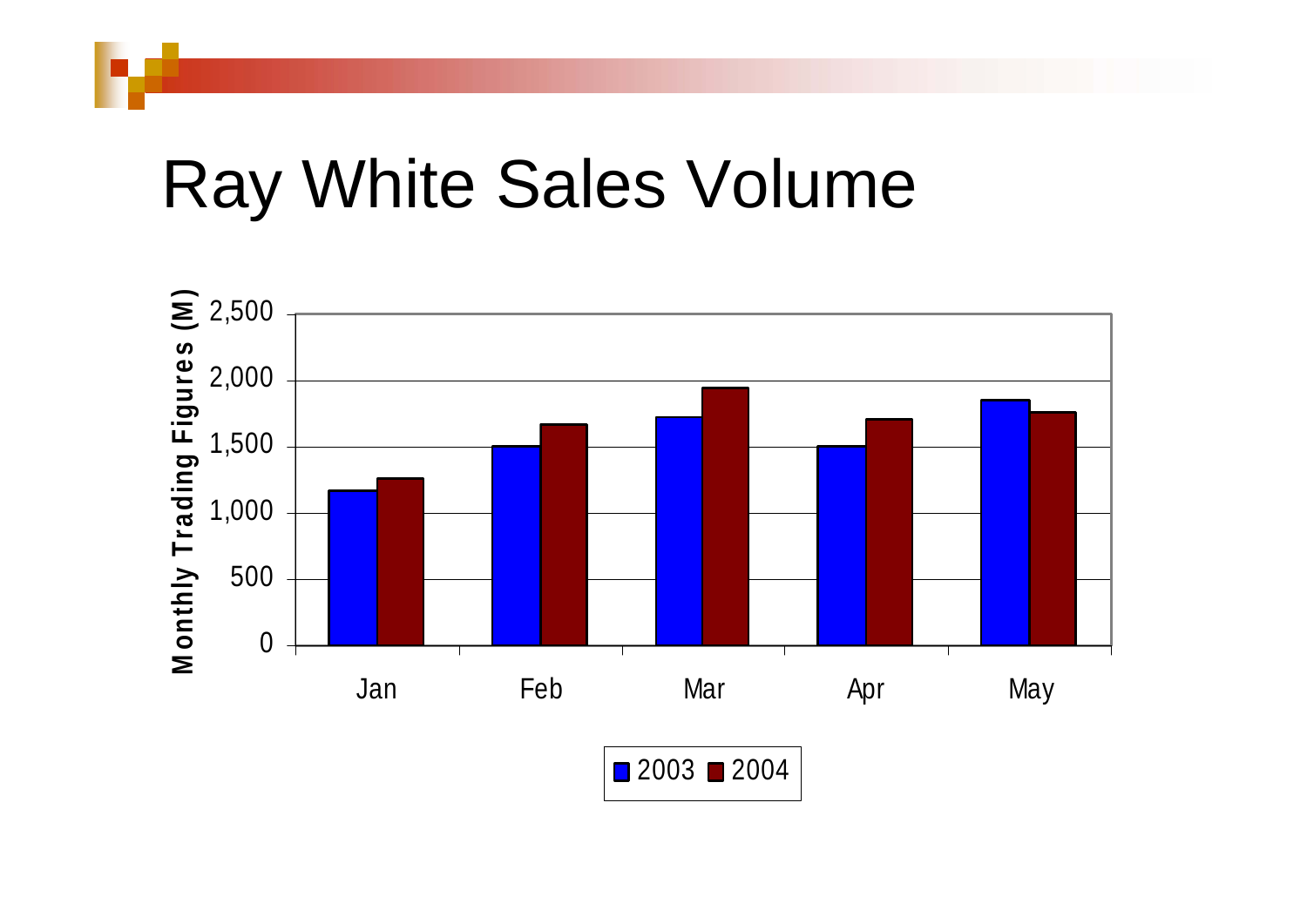# Ray White Sales Volume

Monthly Trading Figures (M)

2,500
2,000
1,500
1,000
500
0

Jan Feb Mar Apr May

2003 2004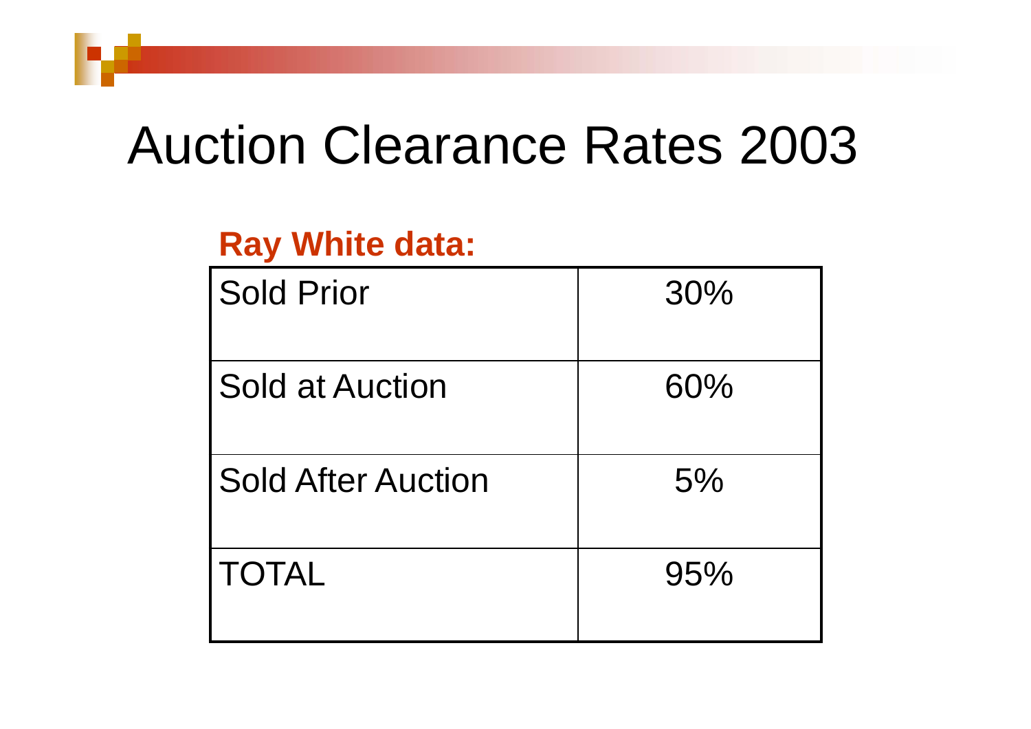# Auction Clearance Rates 2003

**Ray White data:**

| Sold Prior | 30% |
|---|---|
| Sold at Auction | 60% |
| Sold After Auction | 5% |
| TOTAL | 95% |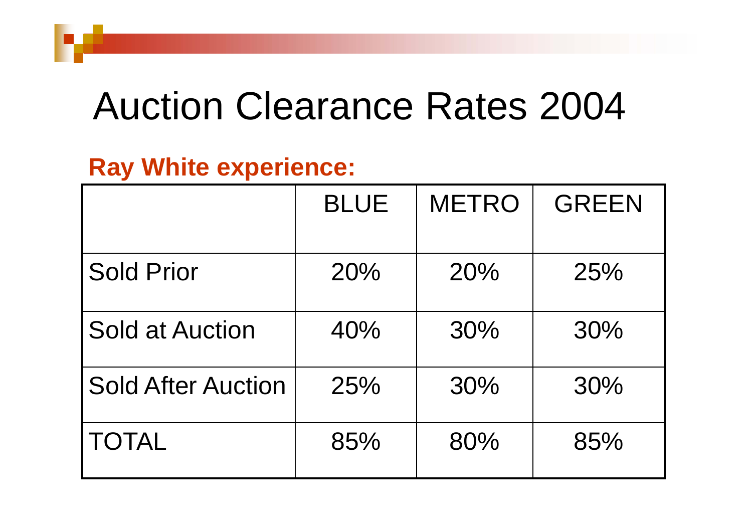# Auction Clearance Rates 2004

**Ray White experience:**

| | BLUE | METRO | GREEN |
|---|---|---|---|
| Sold Prior | 20% | 20% | 25% |
| Sold at Auction | 40% | 30% | 30% |
| Sold After Auction | 25% | 30% | 30% |
| TOTAL | 85% | 80% | 85% |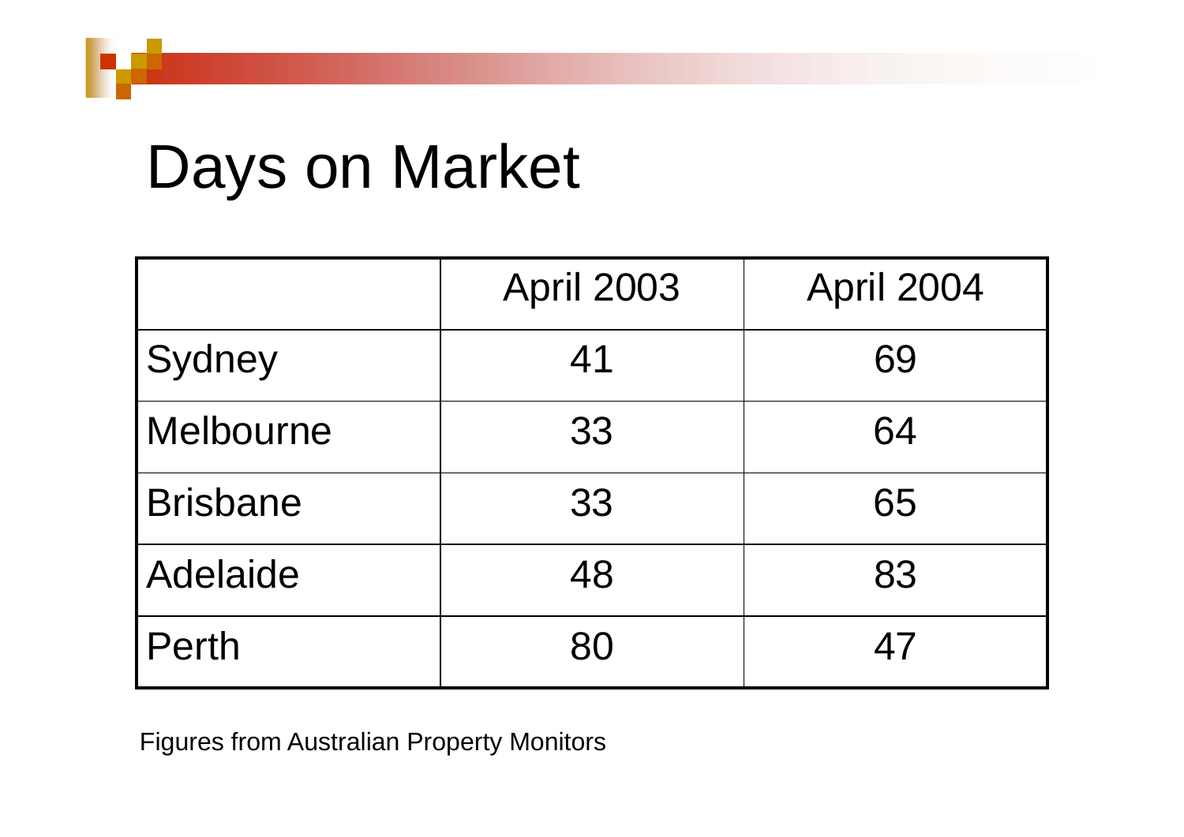# Days on Market

| | April 2003 | April 2004 |
|---|---|---|
| Sydney | 41 | 69 |
| Melbourne | 33 | 64 |
| Brisbane | 33 | 65 |
| Adelaide | 48 | 83 |
| Perth | 80 | 47 |

Figures from Australian Property Monitors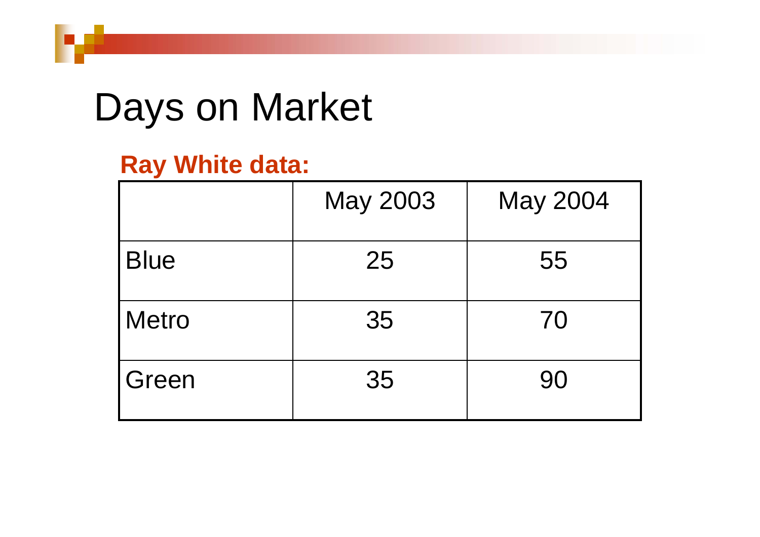# Days on Market

**Ray White data:**

| | May 2003 | May 2004 |
|---|---|---|
| Blue | 25 | 55 |
| Metro | 35 | 70 |
| Green | 35 | 90 |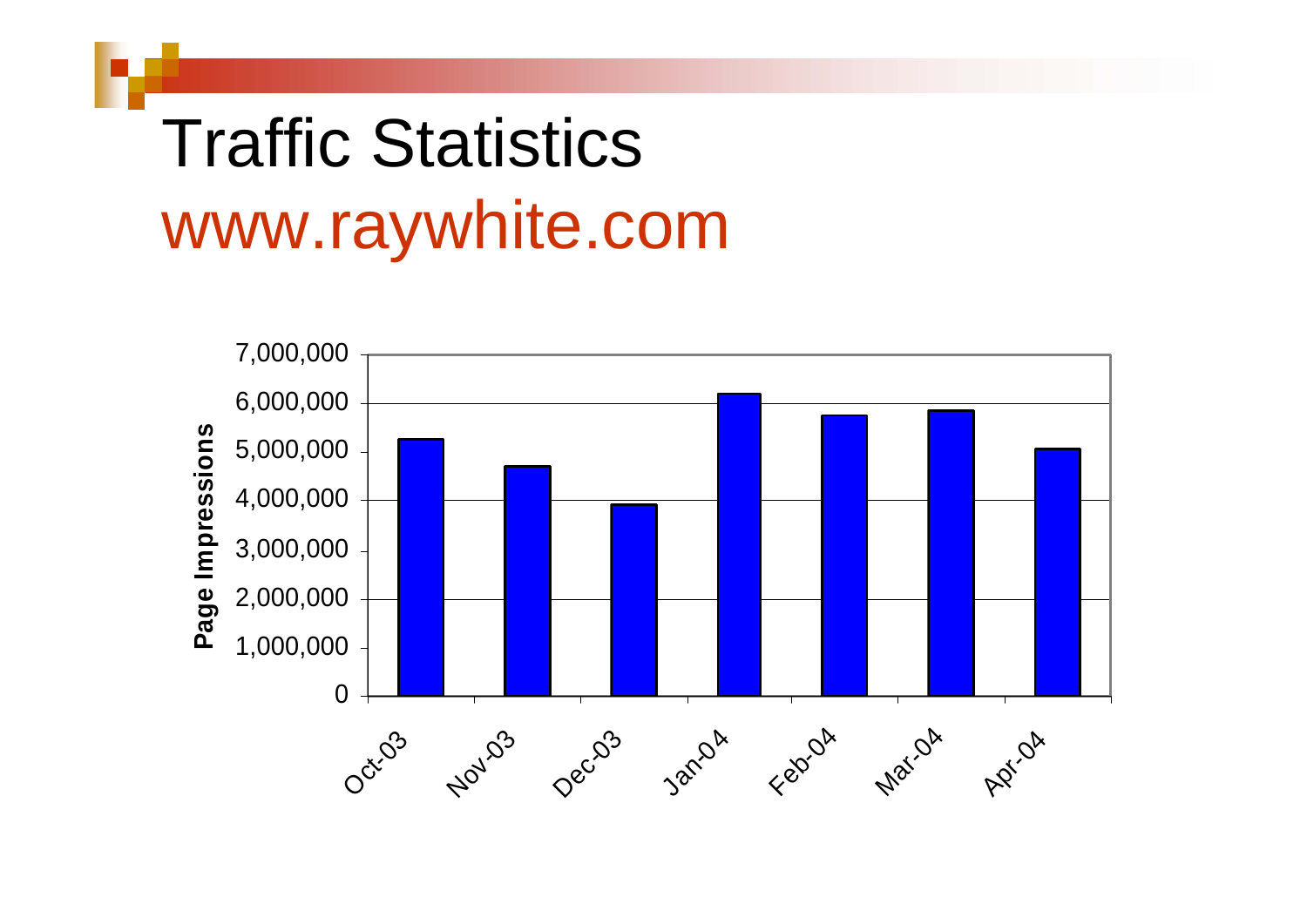# Traffic Statistics

## www.raywhite.com

Page Impressions

7,000,000
6,000,000
5,000,000
4,000,000
3,000,000
2,000,000
1,000,000
0

Oct-03 Nov-03 Dec-03 Jan-04 Feb-04 Mar-04 Apr-04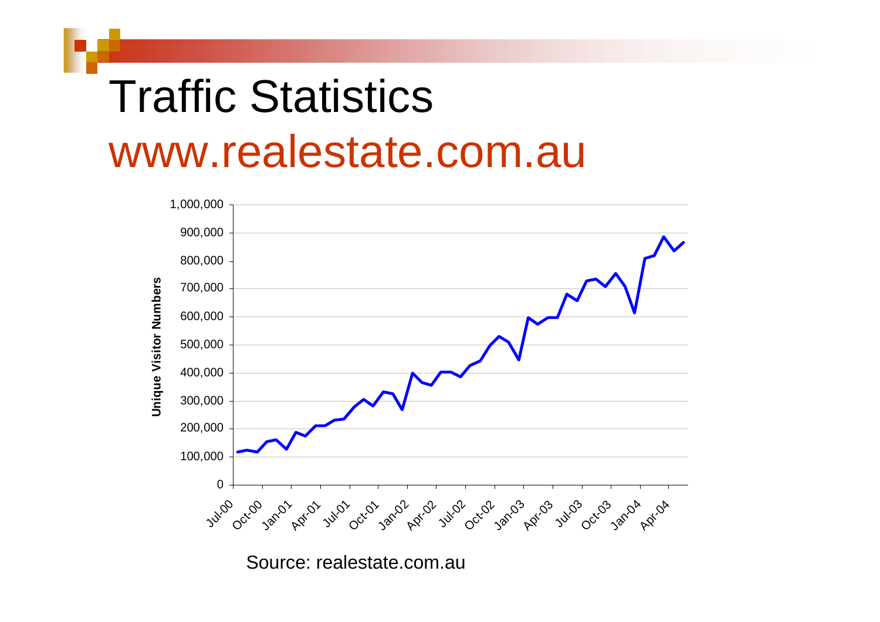# Traffic Statistics

## www.realestate.com.au

Unique Visitor Numbers

1,000,000
900,000
800,000
700,000
600,000
500,000
400,000
300,000
200,000
100,000
0

Jul-00
Oct-00
Jan-01
Apr-01
Jul-01
Oct-01
Jan-02
Apr-02
Jul-02
Oct-02
Jan-03
Apr-03
Jul-03
Oct-03
Jan-04
Apr-04

Source: realestate.com.au